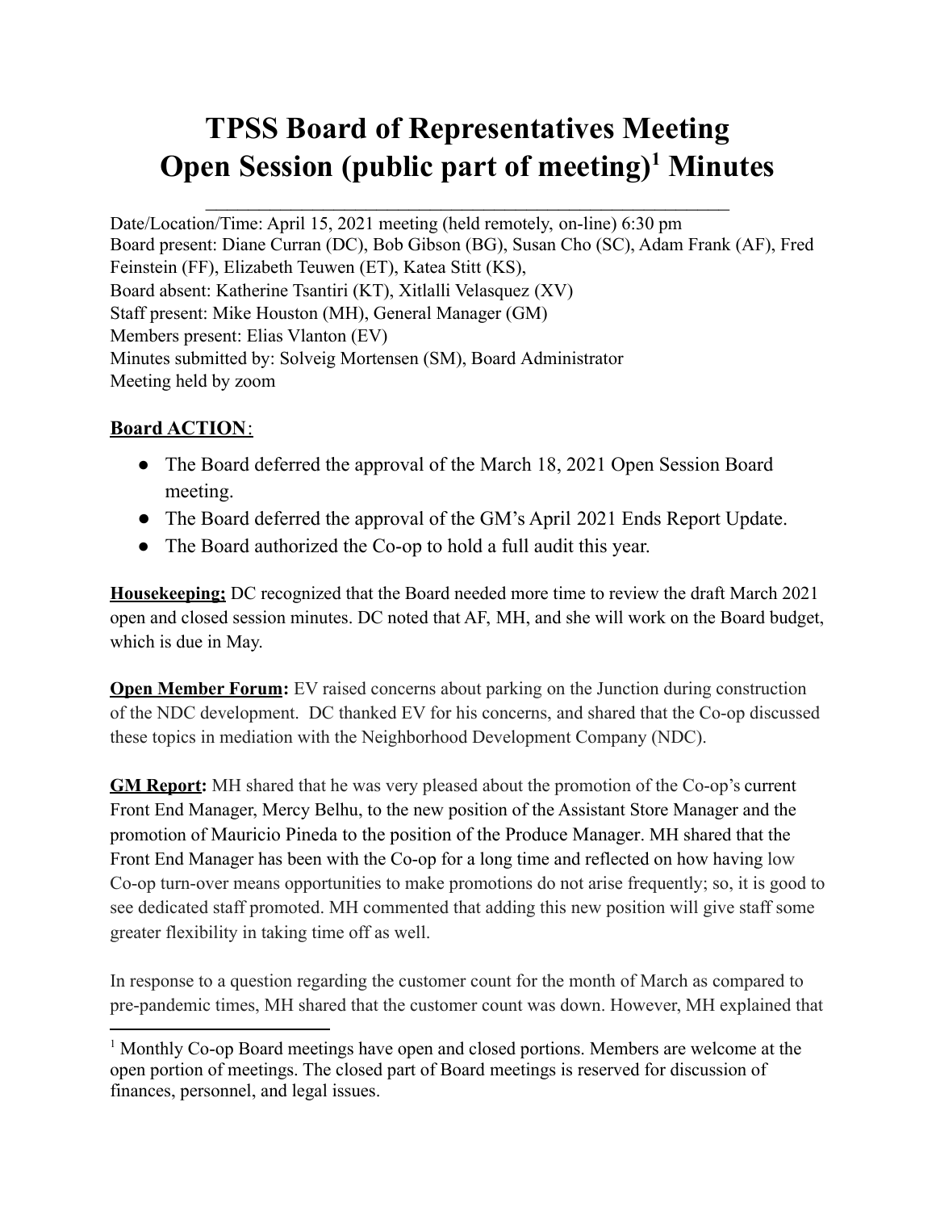# TPSS Board of Representatives Meeting
# Open Session (public part of meeting)[1] Minutes

Date/Location/Time: April 15, 2021 meeting (held remotely, on-line) 6:30 pm
Board present: Diane Curran (DC), Bob Gibson (BG), Susan Cho (SC), Adam Frank (AF), Fred Feinstein (FF), Elizabeth Teuwen (ET), Katea Stitt (KS),
Board absent: Katherine Tsantiri (KT), Xitlalli Velasquez (XV)
Staff present: Mike Houston (MH), General Manager (GM)
Members present: Elias Vlanton (EV)
Minutes submitted by: Solveig Mortensen (SM), Board Administrator
Meeting held by zoom

**Board ACTION**:

- The Board deferred the approval of the March 18, 2021 Open Session Board meeting.
- The Board deferred the approval of the GM's April 2021 Ends Report Update.
- The Board authorized the Co-op to hold a full audit this year.

**Housekeeping;** DC recognized that the Board needed more time to review the draft March 2021 open and closed session minutes. DC noted that AF, MH, and she will work on the Board budget, which is due in May.

**Open Member Forum:** EV raised concerns about parking on the Junction during construction of the NDC development. DC thanked EV for his concerns, and shared that the Co-op discussed these topics in mediation with the Neighborhood Development Company (NDC).

**GM Report:** MH shared that he was very pleased about the promotion of the Co-op's current Front End Manager, Mercy Belhu, to the new position of the Assistant Store Manager and the promotion of Mauricio Pineda to the position of the Produce Manager. MH shared that the Front End Manager has been with the Co-op for a long time and reflected on how having low Co-op turn-over means opportunities to make promotions do not arise frequently; so, it is good to see dedicated staff promoted. MH commented that adding this new position will give staff some greater flexibility in taking time off as well.

In response to a question regarding the customer count for the month of March as compared to pre-pandemic times, MH shared that the customer count was down. However, MH explained that

[1] Monthly Co-op Board meetings have open and closed portions. Members are welcome at the open portion of meetings. The closed part of Board meetings is reserved for discussion of finances, personnel, and legal issues.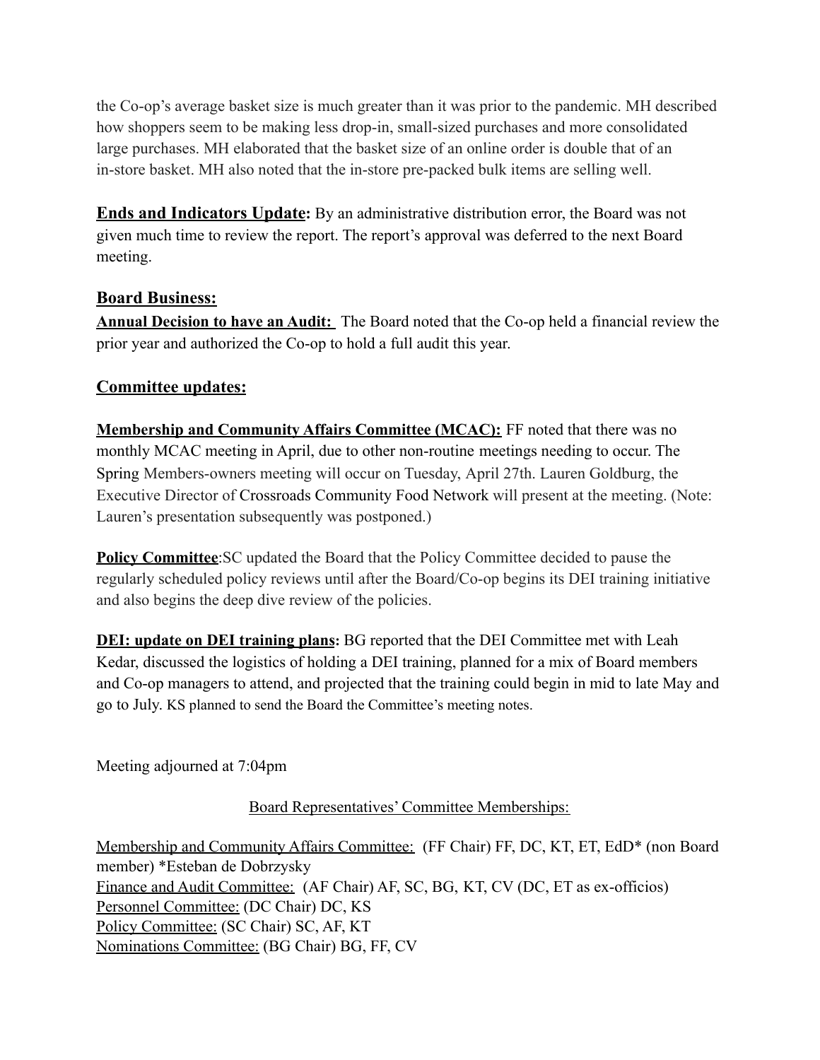the Co-op's average basket size is much greater than it was prior to the pandemic. MH described how shoppers seem to be making less drop-in, small-sized purchases and more consolidated large purchases. MH elaborated that the basket size of an online order is double that of an in-store basket. MH also noted that the in-store pre-packed bulk items are selling well.

**Ends and Indicators Update:** By an administrative distribution error, the Board was not given much time to review the report. The report's approval was deferred to the next Board meeting.

## Board Business:

**Annual Decision to have an Audit:** The Board noted that the Co-op held a financial review the prior year and authorized the Co-op to hold a full audit this year.

## Committee updates:

**Membership and Community Affairs Committee (MCAC):** FF noted that there was no monthly MCAC meeting in April, due to other non-routine meetings needing to occur. The Spring Members-owners meeting will occur on Tuesday, April 27th. Lauren Goldburg, the Executive Director of Crossroads Community Food Network will present at the meeting. (Note: Lauren's presentation subsequently was postponed.)

**Policy Committee**:SC updated the Board that the Policy Committee decided to pause the regularly scheduled policy reviews until after the Board/Co-op begins its DEI training initiative and also begins the deep dive review of the policies.

**DEI: update on DEI training plans:** BG reported that the DEI Committee met with Leah Kedar, discussed the logistics of holding a DEI training, planned for a mix of Board members and Co-op managers to attend, and projected that the training could begin in mid to late May and go to July. KS planned to send the Board the Committee's meeting notes.

Meeting adjourned at 7:04pm

Board Representatives' Committee Memberships:

Membership and Community Affairs Committee: (FF Chair) FF, DC, KT, ET, EdD* (non Board member) *Esteban de Dobrzysky
Finance and Audit Committee: (AF Chair) AF, SC, BG, KT, CV (DC, ET as ex-officios)
Personnel Committee: (DC Chair) DC, KS
Policy Committee: (SC Chair) SC, AF, KT
Nominations Committee: (BG Chair) BG, FF, CV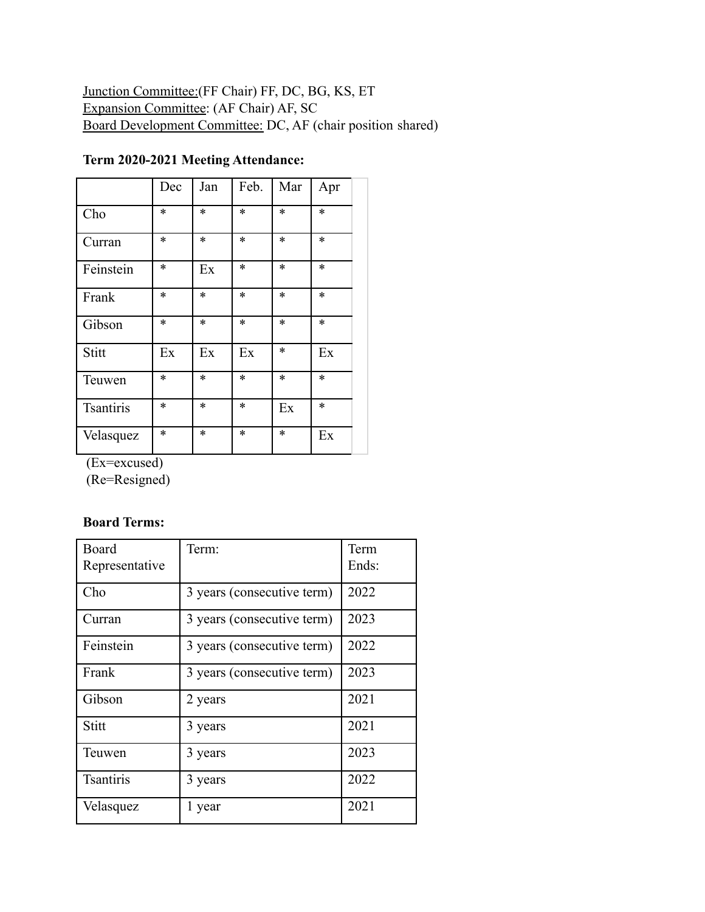<u>Junction Committee:</u>(FF Chair) FF, DC, BG, KS, ET
<u>Expansion Committee</u>: (AF Chair) AF, SC
<u>Board Development Committee:</u> DC, AF (chair position shared)

**Term 2020-2021 Meeting Attendance:**

| | Dec | Jan | Feb. | Mar | Apr |
|---|---|---|---|---|---|
| Cho | * | * | * | * | * |
| Curran | * | * | * | * | * |
| Feinstein | * | Ex | * | * | * |
| Frank | * | * | * | * | * |
| Gibson | * | * | * | * | * |
| Stitt | Ex | Ex | Ex | * | Ex |
| Teuwen | * | * | * | * | * |
| Tsantiris | * | * | * | Ex | * |
| Velasquez | * | * | * | * | Ex |

(Ex=excused)
(Re=Resigned)

**Board Terms:**

| Board Representative | Term: | Term Ends: |
|---|---|---|
| Cho | 3 years (consecutive term) | 2022 |
| Curran | 3 years (consecutive term) | 2023 |
| Feinstein | 3 years (consecutive term) | 2022 |
| Frank | 3 years (consecutive term) | 2023 |
| Gibson | 2 years | 2021 |
| Stitt | 3 years | 2021 |
| Teuwen | 3 years | 2023 |
| Tsantiris | 3 years | 2022 |
| Velasquez | 1 year | 2021 |